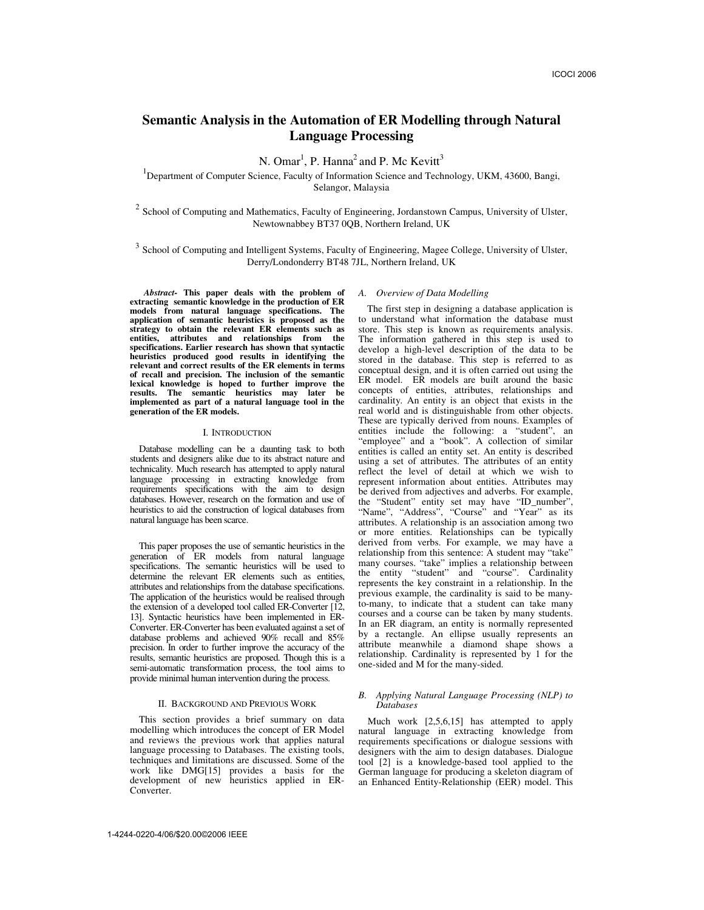# Semantic Analysis in the Automation of ER Modelling through Natural Language Processing

N. Omar[1], P. Hanna[2] and P. Mc Kevitt[3]

[1]Department of Computer Science, Faculty of Information Science and Technology, UKM, 43600, Bangi, Selangor, Malaysia

[2] School of Computing and Mathematics, Faculty of Engineering, Jordanstown Campus, University of Ulster, Newtownabbey BT37 0QB, Northern Ireland, UK

[3] School of Computing and Intelligent Systems, Faculty of Engineering, Magee College, University of Ulster, Derry/Londonderry BT48 7JL, Northern Ireland, UK

***Abstract*- This paper deals with the problem of extracting semantic knowledge in the production of ER models from natural language specifications. The application of semantic heuristics is proposed as the strategy to obtain the relevant ER elements such as entities, attributes and relationships from the specifications. Earlier research has shown that syntactic heuristics produced good results in identifying the relevant and correct results of the ER elements in terms of recall and precision. The inclusion of the semantic lexical knowledge is hoped to further improve the results. The semantic heuristics may later be implemented as part of a natural language tool in the generation of the ER models.**

## I. Introduction

Database modelling can be a daunting task to both students and designers alike due to its abstract nature and technicality. Much research has attempted to apply natural language processing in extracting knowledge from requirements specifications with the aim to design databases. However, research on the formation and use of heuristics to aid the construction of logical databases from natural language has been scarce.

This paper proposes the use of semantic heuristics in the generation of ER models from natural language specifications. The semantic heuristics will be used to determine the relevant ER elements such as entities, attributes and relationships from the database specifications. The application of the heuristics would be realised through the extension of a developed tool called ER-Converter [12, 13]. Syntactic heuristics have been implemented in ER-Converter. ER-Converter has been evaluated against a set of database problems and achieved 90% recall and 85% precision. In order to further improve the accuracy of the results, semantic heuristics are proposed. Though this is a semi-automatic transformation process, the tool aims to provide minimal human intervention during the process.

## II. Background and Previous Work

This section provides a brief summary on data modelling which introduces the concept of ER Model and reviews the previous work that applies natural language processing to Databases. The existing tools, techniques and limitations are discussed. Some of the work like DMG[15] provides a basis for the development of new heuristics applied in ER-Converter.

### *A. Overview of Data Modelling*

The first step in designing a database application is to understand what information the database must store. This step is known as requirements analysis. The information gathered in this step is used to develop a high-level description of the data to be stored in the database. This step is referred to as conceptual design, and it is often carried out using the ER model. ER models are built around the basic concepts of entities, attributes, relationships and cardinality. An entity is an object that exists in the real world and is distinguishable from other objects. These are typically derived from nouns. Examples of entities include the following: a "student", an "employee" and a "book". A collection of similar entities is called an entity set. An entity is described using a set of attributes. The attributes of an entity reflect the level of detail at which we wish to represent information about entities. Attributes may be derived from adjectives and adverbs. For example, the "Student" entity set may have "ID_number", "Name", "Address", "Course" and "Year" as its attributes. A relationship is an association among two or more entities. Relationships can be typically derived from verbs. For example, we may have a relationship from this sentence: A student may "take" many courses. "take" implies a relationship between the entity "student" and "course". Cardinality represents the key constraint in a relationship. In the previous example, the cardinality is said to be many-to-many, to indicate that a student can take many courses and a course can be taken by many students. In an ER diagram, an entity is normally represented by a rectangle. An ellipse usually represents an attribute meanwhile a diamond shape shows a relationship. Cardinality is represented by 1 for the one-sided and M for the many-sided.

### *B. Applying Natural Language Processing (NLP) to Databases*

Much work [2,5,6,15] has attempted to apply natural language in extracting knowledge from requirements specifications or dialogue sessions with designers with the aim to design databases. Dialogue tool [2] is a knowledge-based tool applied to the German language for producing a skeleton diagram of an Enhanced Entity-Relationship (EER) model. This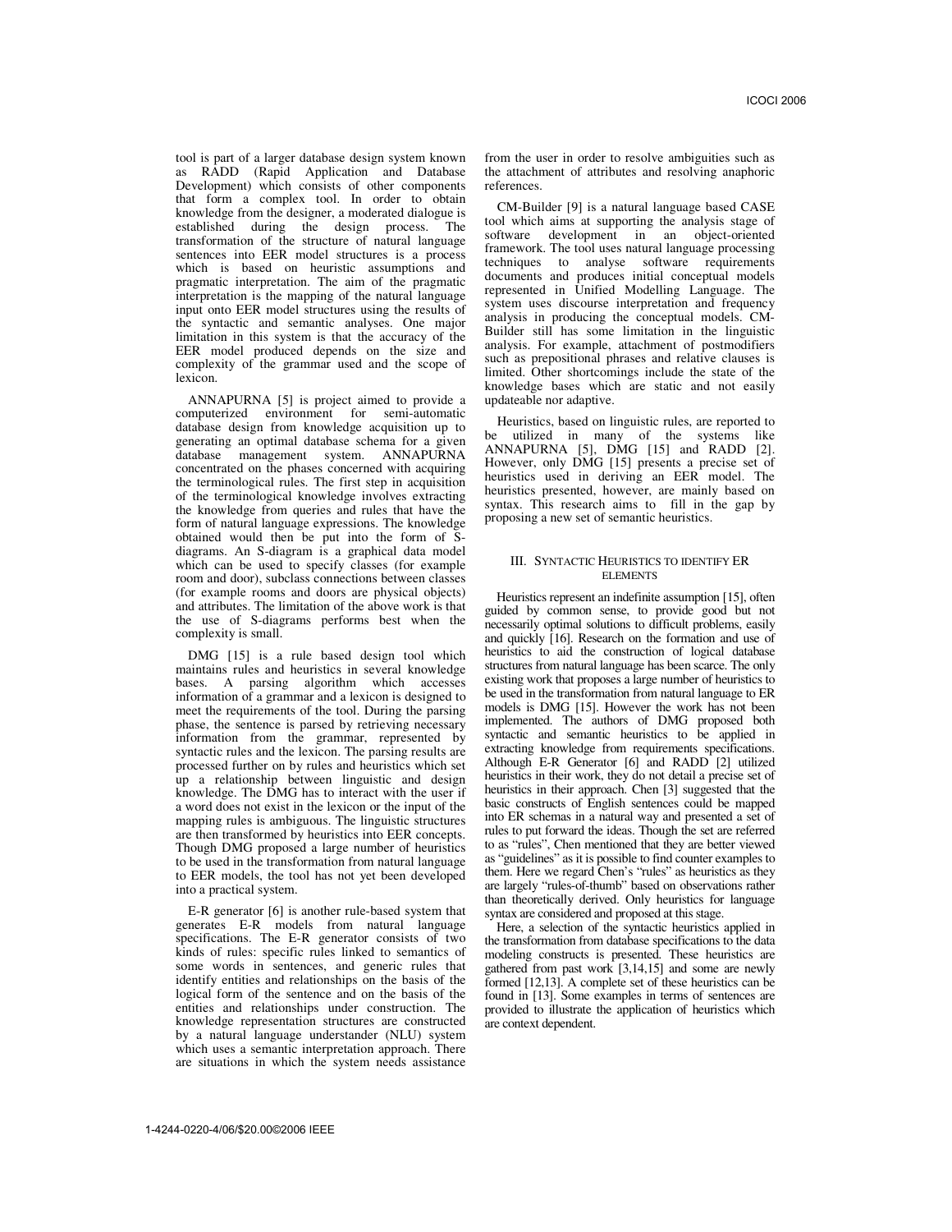tool is part of a larger database design system known as RADD (Rapid Application and Database Development) which consists of other components that form a complex tool. In order to obtain knowledge from the designer, a moderated dialogue is established during the design process. The transformation of the structure of natural language sentences into EER model structures is a process which is based on heuristic assumptions and pragmatic interpretation. The aim of the pragmatic interpretation is the mapping of the natural language input onto EER model structures using the results of the syntactic and semantic analyses. One major limitation in this system is that the accuracy of the EER model produced depends on the size and complexity of the grammar used and the scope of lexicon.

ANNAPURNA [5] is project aimed to provide a computerized environment for semi-automatic database design from knowledge acquisition up to generating an optimal database schema for a given database management system. ANNAPURNA concentrated on the phases concerned with acquiring the terminological rules. The first step in acquisition of the terminological knowledge involves extracting the knowledge from queries and rules that have the form of natural language expressions. The knowledge obtained would then be put into the form of S-diagrams. An S-diagram is a graphical data model which can be used to specify classes (for example room and door), subclass connections between classes (for example rooms and doors are physical objects) and attributes. The limitation of the above work is that the use of S-diagrams performs best when the complexity is small.

DMG [15] is a rule based design tool which maintains rules and heuristics in several knowledge bases. A parsing algorithm which accesses information of a grammar and a lexicon is designed to meet the requirements of the tool. During the parsing phase, the sentence is parsed by retrieving necessary information from the grammar, represented by syntactic rules and the lexicon. The parsing results are processed further on by rules and heuristics which set up a relationship between linguistic and design knowledge. The DMG has to interact with the user if a word does not exist in the lexicon or the input of the mapping rules is ambiguous. The linguistic structures are then transformed by heuristics into EER concepts. Though DMG proposed a large number of heuristics to be used in the transformation from natural language to EER models, the tool has not yet been developed into a practical system.

E-R generator [6] is another rule-based system that generates E-R models from natural language specifications. The E-R generator consists of two kinds of rules: specific rules linked to semantics of some words in sentences, and generic rules that identify entities and relationships on the basis of the logical form of the sentence and on the basis of the entities and relationships under construction. The knowledge representation structures are constructed by a natural language understander (NLU) system which uses a semantic interpretation approach. There are situations in which the system needs assistance from the user in order to resolve ambiguities such as the attachment of attributes and resolving anaphoric references.

CM-Builder [9] is a natural language based CASE tool which aims at supporting the analysis stage of software development in an object-oriented framework. The tool uses natural language processing techniques to analyse software requirements documents and produces initial conceptual models represented in Unified Modelling Language. The system uses discourse interpretation and frequency analysis in producing the conceptual models. CM-Builder still has some limitation in the linguistic analysis. For example, attachment of postmodifiers such as prepositional phrases and relative clauses is limited. Other shortcomings include the state of the knowledge bases which are static and not easily updateable nor adaptive.

Heuristics, based on linguistic rules, are reported to be utilized in many of the systems like ANNAPURNA [5], DMG [15] and RADD [2]. However, only DMG [15] presents a precise set of heuristics used in deriving an EER model. The heuristics presented, however, are mainly based on syntax. This research aims to fill in the gap by proposing a new set of semantic heuristics.

## III. Syntactic Heuristics to identify ER elements

Heuristics represent an indefinite assumption [15], often guided by common sense, to provide good but not necessarily optimal solutions to difficult problems, easily and quickly [16]. Research on the formation and use of heuristics to aid the construction of logical database structures from natural language has been scarce. The only existing work that proposes a large number of heuristics to be used in the transformation from natural language to ER models is DMG [15]. However the work has not been implemented. The authors of DMG proposed both syntactic and semantic heuristics to be applied in extracting knowledge from requirements specifications. Although E-R Generator [6] and RADD [2] utilized heuristics in their work, they do not detail a precise set of heuristics in their approach. Chen [3] suggested that the basic constructs of English sentences could be mapped into ER schemas in a natural way and presented a set of rules to put forward the ideas. Though the set are referred to as "rules", Chen mentioned that they are better viewed as "guidelines" as it is possible to find counter examples to them. Here we regard Chen's "rules" as heuristics as they are largely "rules-of-thumb" based on observations rather than theoretically derived. Only heuristics for language syntax are considered and proposed at this stage.

Here, a selection of the syntactic heuristics applied in the transformation from database specifications to the data modeling constructs is presented. These heuristics are gathered from past work [3,14,15] and some are newly formed [12,13]. A complete set of these heuristics can be found in [13]. Some examples in terms of sentences are provided to illustrate the application of heuristics which are context dependent.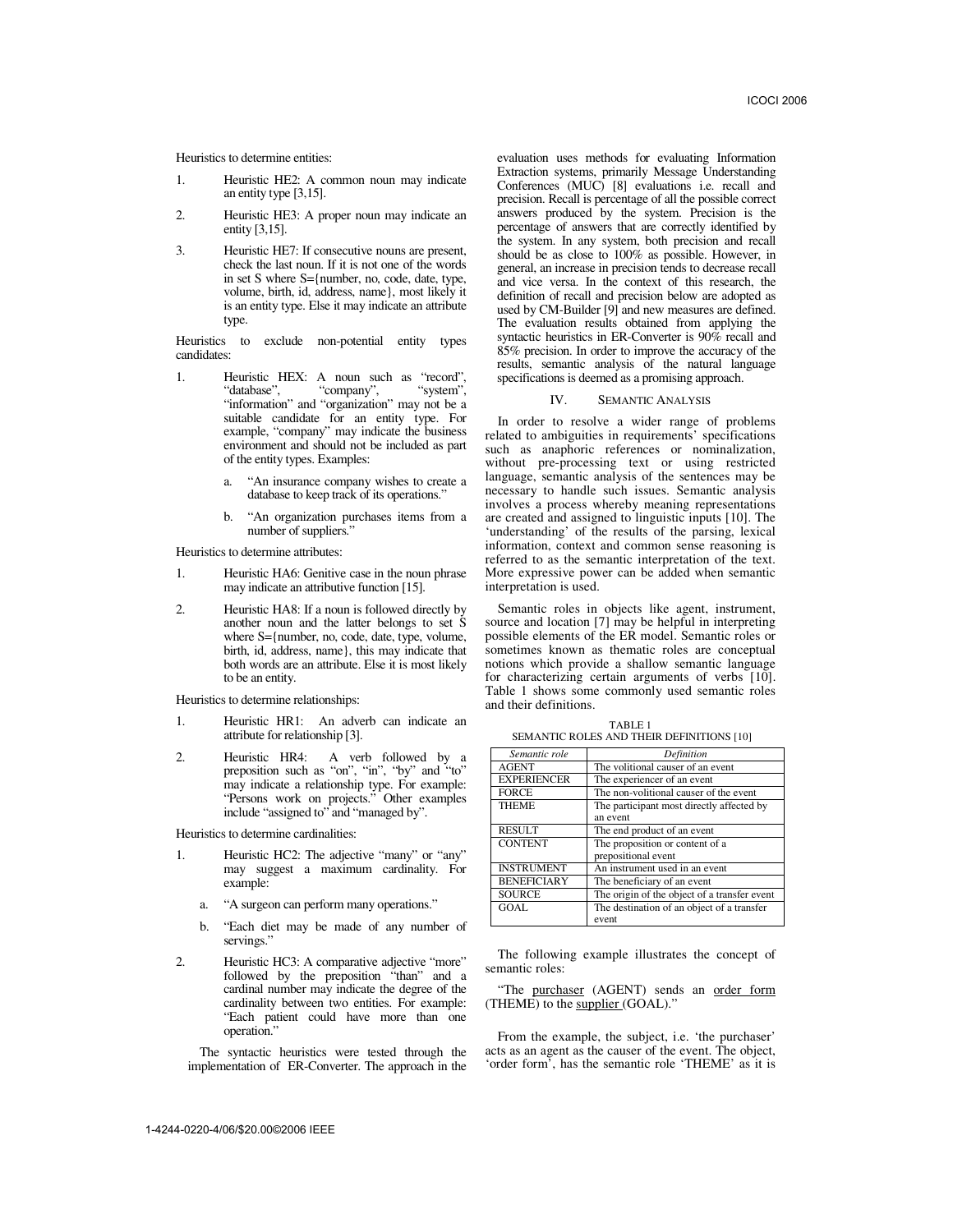Heuristics to determine entities:

1. Heuristic HE2: A common noun may indicate an entity type [3,15].
2. Heuristic HE3: A proper noun may indicate an entity [3,15].
3. Heuristic HE7: If consecutive nouns are present, check the last noun. If it is not one of the words in set S where S={number, no, code, date, type, volume, birth, id, address, name}, most likely it is an entity type. Else it may indicate an attribute type.

Heuristics to exclude non-potential entity types candidates:

1. Heuristic HEX: A noun such as "record", "database", "company", "system", "information" and "organization" may not be a suitable candidate for an entity type. For example, "company" may indicate the business environment and should not be included as part of the entity types. Examples:
   a. "An insurance company wishes to create a database to keep track of its operations."
   b. "An organization purchases items from a number of suppliers."

Heuristics to determine attributes:

1. Heuristic HA6: Genitive case in the noun phrase may indicate an attributive function [15].
2. Heuristic HA8: If a noun is followed directly by another noun and the latter belongs to set S where S={number, no, code, date, type, volume, birth, id, address, name}, this may indicate that both words are an attribute. Else it is most likely to be an entity.

Heuristics to determine relationships:

1. Heuristic HR1: An adverb can indicate an attribute for relationship [3].
2. Heuristic HR4: A verb followed by a preposition such as "on", "in", "by" and "to" may indicate a relationship type. For example: "Persons work on projects." Other examples include "assigned to" and "managed by".

Heuristics to determine cardinalities:

1. Heuristic HC2: The adjective "many" or "any" may suggest a maximum cardinality. For example:
   a. "A surgeon can perform many operations."
   b. "Each diet may be made of any number of servings."
2. Heuristic HC3: A comparative adjective "more" followed by the preposition "than" and a cardinal number may indicate the degree of the cardinality between two entities. For example: "Each patient could have more than one operation."

The syntactic heuristics were tested through the implementation of ER-Converter. The approach in the evaluation uses methods for evaluating Information Extraction systems, primarily Message Understanding Conferences (MUC) [8] evaluations i.e. recall and precision. Recall is percentage of all the possible correct answers produced by the system. Precision is the percentage of answers that are correctly identified by the system. In any system, both precision and recall should be as close to 100% as possible. However, in general, an increase in precision tends to decrease recall and vice versa. In the context of this research, the definition of recall and precision below are adopted as used by CM-Builder [9] and new measures are defined. The evaluation results obtained from applying the syntactic heuristics in ER-Converter is 90% recall and 85% precision. In order to improve the accuracy of the results, semantic analysis of the natural language specifications is deemed as a promising approach.

## IV. Semantic Analysis

In order to resolve a wider range of problems related to ambiguities in requirements' specifications such as anaphoric references or nominalization, without pre-processing text or using restricted language, semantic analysis of the sentences may be necessary to handle such issues. Semantic analysis involves a process whereby meaning representations are created and assigned to linguistic inputs [10]. The 'understanding' of the results of the parsing, lexical information, context and common sense reasoning is referred to as the semantic interpretation of the text. More expressive power can be added when semantic interpretation is used.

Semantic roles in objects like agent, instrument, source and location [7] may be helpful in interpreting possible elements of the ER model. Semantic roles or sometimes known as thematic roles are conceptual notions which provide a shallow semantic language for characterizing certain arguments of verbs [10]. Table 1 shows some commonly used semantic roles and their definitions.

TABLE 1
SEMANTIC ROLES AND THEIR DEFINITIONS [10]

| *Semantic role* | *Definition* |
|---|---|
| AGENT | The volitional causer of an event |
| EXPERIENCER | The experiencer of an event |
| FORCE | The non-volitional causer of the event |
| THEME | The participant most directly affected by an event |
| RESULT | The end product of an event |
| CONTENT | The proposition or content of a prepositional event |
| INSTRUMENT | An instrument used in an event |
| BENEFICIARY | The beneficiary of an event |
| SOURCE | The origin of the object of a transfer event |
| GOAL | The destination of an object of a transfer event |

The following example illustrates the concept of semantic roles:

"The purchaser (AGENT) sends an order form (THEME) to the supplier (GOAL)."

From the example, the subject, i.e. 'the purchaser' acts as an agent as the causer of the event. The object, 'order form', has the semantic role 'THEME' as it is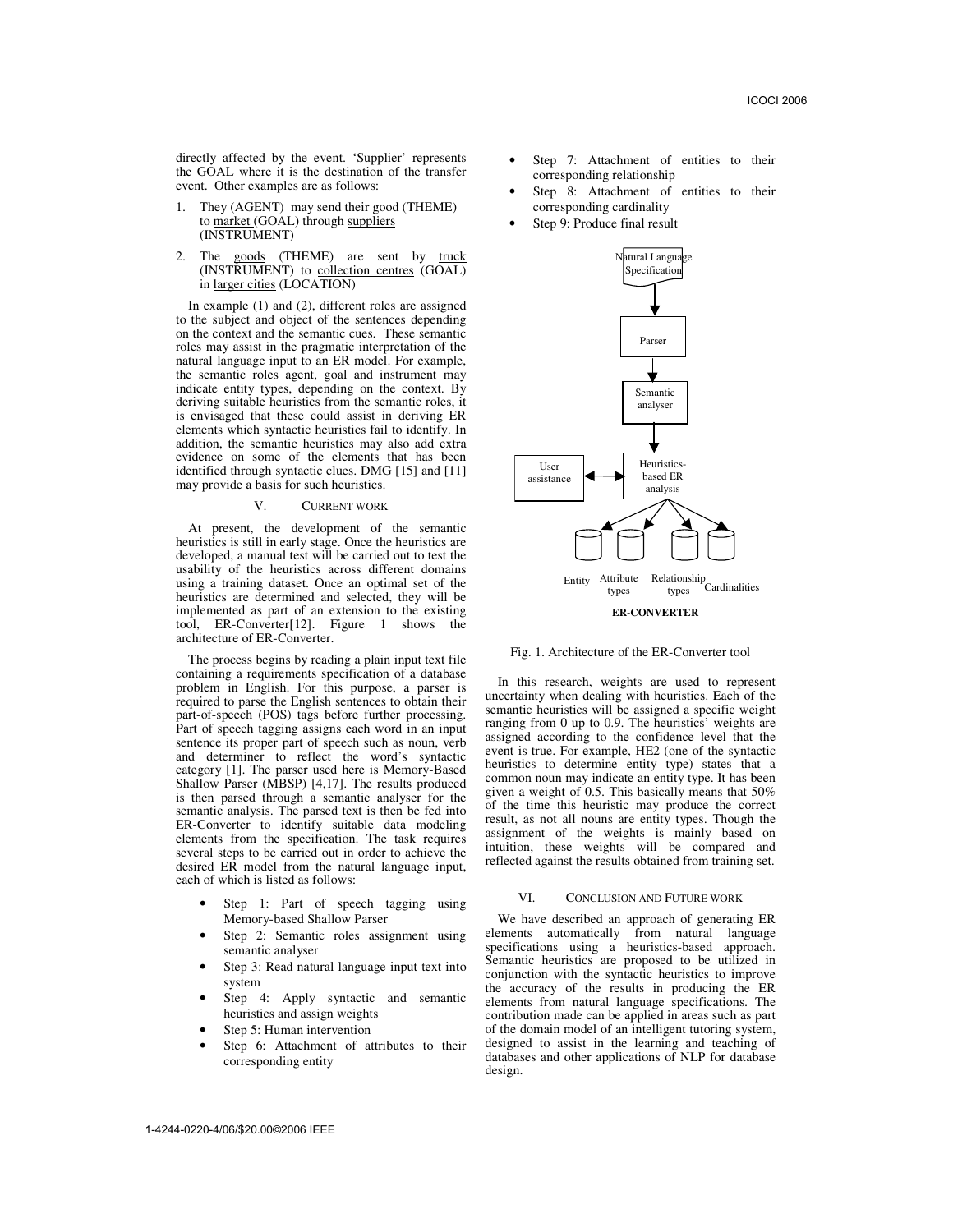directly affected by the event. 'Supplier' represents the GOAL where it is the destination of the transfer event. Other examples are as follows:

1. They (AGENT) may send their good (THEME) to market (GOAL) through suppliers (INSTRUMENT)
2. The goods (THEME) are sent by truck (INSTRUMENT) to collection centres (GOAL) in larger cities (LOCATION)

In example (1) and (2), different roles are assigned to the subject and object of the sentences depending on the context and the semantic cues. These semantic roles may assist in the pragmatic interpretation of the natural language input to an ER model. For example, the semantic roles agent, goal and instrument may indicate entity types, depending on the context. By deriving suitable heuristics from the semantic roles, it is envisaged that these could assist in deriving ER elements which syntactic heuristics fail to identify. In addition, the semantic heuristics may also add extra evidence on some of the elements that has been identified through syntactic clues. DMG [15] and [11] may provide a basis for such heuristics.

## V. CURRENT WORK

At present, the development of the semantic heuristics is still in early stage. Once the heuristics are developed, a manual test will be carried out to test the usability of the heuristics across different domains using a training dataset. Once an optimal set of the heuristics are determined and selected, they will be implemented as part of an extension to the existing tool, ER-Converter[12]. Figure 1 shows the architecture of ER-Converter.

The process begins by reading a plain input text file containing a requirements specification of a database problem in English. For this purpose, a parser is required to parse the English sentences to obtain their part-of-speech (POS) tags before further processing. Part of speech tagging assigns each word in an input sentence its proper part of speech such as noun, verb and determiner to reflect the word's syntactic category [1]. The parser used here is Memory-Based Shallow Parser (MBSP) [4,17]. The results produced is then parsed through a semantic analyser for the semantic analysis. The parsed text is then be fed into ER-Converter to identify suitable data modeling elements from the specification. The task requires several steps to be carried out in order to achieve the desired ER model from the natural language input, each of which is listed as follows:

- Step 1: Part of speech tagging using Memory-based Shallow Parser
- Step 2: Semantic roles assignment using semantic analyser
- Step 3: Read natural language input text into system
- Step 4: Apply syntactic and semantic heuristics and assign weights
- Step 5: Human intervention
- Step 6: Attachment of attributes to their corresponding entity
- Step 7: Attachment of entities to their corresponding relationship
- Step 8: Attachment of entities to their corresponding cardinality
- Step 9: Produce final result

Natural Language Specification → Parser → Semantic analyser → Heuristics-based ER analysis ↔ User assistance

Entity | Attribute types | Relationship types | Cardinalities

**ER-CONVERTER**

Fig. 1. Architecture of the ER-Converter tool

In this research, weights are used to represent uncertainty when dealing with heuristics. Each of the semantic heuristics will be assigned a specific weight ranging from 0 up to 0.9. The heuristics' weights are assigned according to the confidence level that the event is true. For example, HE2 (one of the syntactic heuristics to determine entity type) states that a common noun may indicate an entity type. It has been given a weight of 0.5. This basically means that 50% of the time this heuristic may produce the correct result, as not all nouns are entity types. Though the assignment of the weights is mainly based on intuition, these weights will be compared and reflected against the results obtained from training set.

## VI. CONCLUSION AND FUTURE WORK

We have described an approach of generating ER elements automatically from natural language specifications using a heuristics-based approach. Semantic heuristics are proposed to be utilized in conjunction with the syntactic heuristics to improve the accuracy of the results in producing the ER elements from natural language specifications. The contribution made can be applied in areas such as part of the domain model of an intelligent tutoring system, designed to assist in the learning and teaching of databases and other applications of NLP for database design.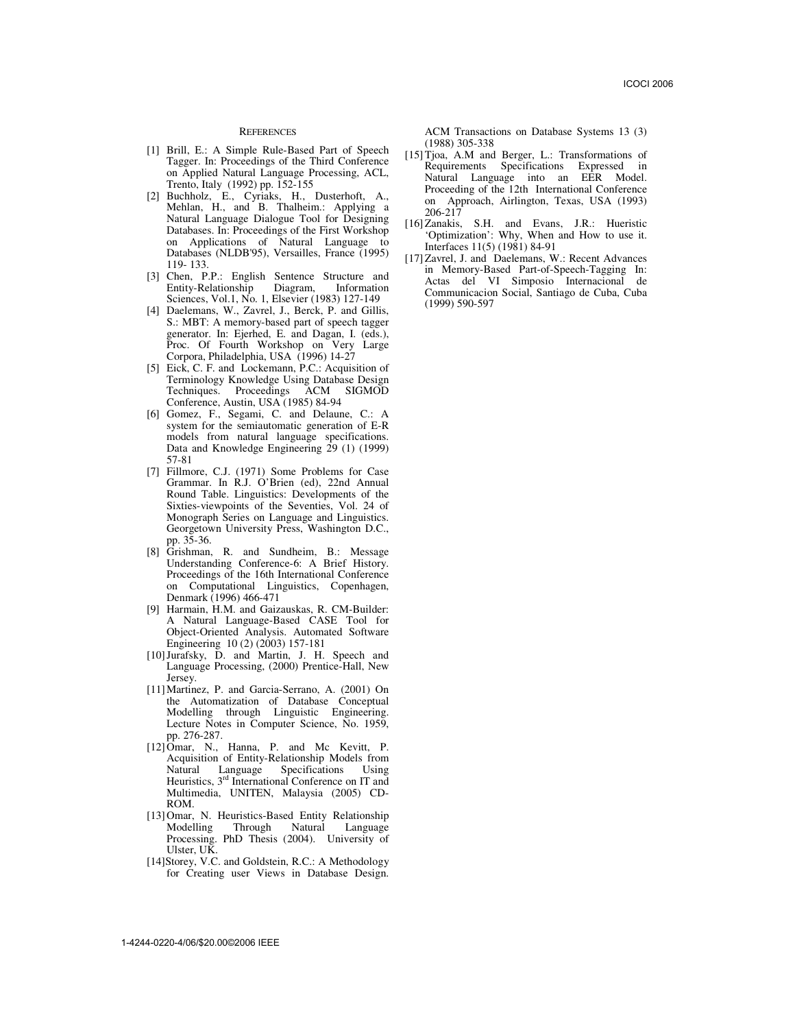## REFERENCES

[1] Brill, E.: A Simple Rule-Based Part of Speech Tagger. In: Proceedings of the Third Conference on Applied Natural Language Processing, ACL, Trento, Italy (1992) pp. 152-155

[2] Buchholz, E., Cyriaks, H., Dusterhoft, A., Mehlan, H., and B. Thalheim.: Applying a Natural Language Dialogue Tool for Designing Databases. In: Proceedings of the First Workshop on Applications of Natural Language to Databases (NLDB'95), Versailles, France (1995) 119- 133.

[3] Chen, P.P.: English Sentence Structure and Entity-Relationship Diagram, Information Sciences, Vol.1, No. 1, Elsevier (1983) 127-149

[4] Daelemans, W., Zavrel, J., Berck, P. and Gillis, S.: MBT: A memory-based part of speech tagger generator. In: Ejerhed, E. and Dagan, I. (eds.), Proc. Of Fourth Workshop on Very Large Corpora, Philadelphia, USA (1996) 14-27

[5] Eick, C. F. and Lockemann, P.C.: Acquisition of Terminology Knowledge Using Database Design Techniques. Proceedings ACM SIGMOD Conference, Austin, USA (1985) 84-94

[6] Gomez, F., Segami, C. and Delaune, C.: A system for the semiautomatic generation of E-R models from natural language specifications. Data and Knowledge Engineering 29 (1) (1999) 57-81

[7] Fillmore, C.J. (1971) Some Problems for Case Grammar. In R.J. O'Brien (ed), 22nd Annual Round Table. Linguistics: Developments of the Sixties-viewpoints of the Seventies, Vol. 24 of Monograph Series on Language and Linguistics. Georgetown University Press, Washington D.C., pp. 35-36.

[8] Grishman, R. and Sundheim, B.: Message Understanding Conference-6: A Brief History. Proceedings of the 16th International Conference on Computational Linguistics, Copenhagen, Denmark (1996) 466-471

[9] Harmain, H.M. and Gaizauskas, R. CM-Builder: A Natural Language-Based CASE Tool for Object-Oriented Analysis. Automated Software Engineering 10 (2) (2003) 157-181

[10] Jurafsky, D. and Martin, J. H. Speech and Language Processing, (2000) Prentice-Hall, New Jersey.

[11] Martinez, P. and Garcia-Serrano, A. (2001) On the Automatization of Database Conceptual Modelling through Linguistic Engineering. Lecture Notes in Computer Science, No. 1959, pp. 276-287.

[12] Omar, N., Hanna, P. and Mc Kevitt, P. Acquisition of Entity-Relationship Models from Natural Language Specifications Using Heuristics, 3rd International Conference on IT and Multimedia, UNITEN, Malaysia (2005) CD-ROM.

[13] Omar, N. Heuristics-Based Entity Relationship Modelling Through Natural Language Processing. PhD Thesis (2004). University of Ulster, UK.

[14] Storey, V.C. and Goldstein, R.C.: A Methodology for Creating user Views in Database Design. ACM Transactions on Database Systems 13 (3) (1988) 305-338

[15] Tjoa, A.M and Berger, L.: Transformations of Requirements Specifications Expressed in Natural Language into an EER Model. Proceeding of the 12th International Conference on Approach, Airlington, Texas, USA (1993) 206-217

[16] Zanakis, S.H. and Evans, J.R.: Hueristic 'Optimization': Why, When and How to use it. Interfaces 11(5) (1981) 84-91

[17] Zavrel, J. and Daelemans, W.: Recent Advances in Memory-Based Part-of-Speech-Tagging In: Actas del VI Simposio Internacional de Communicacion Social, Santiago de Cuba, Cuba (1999) 590-597